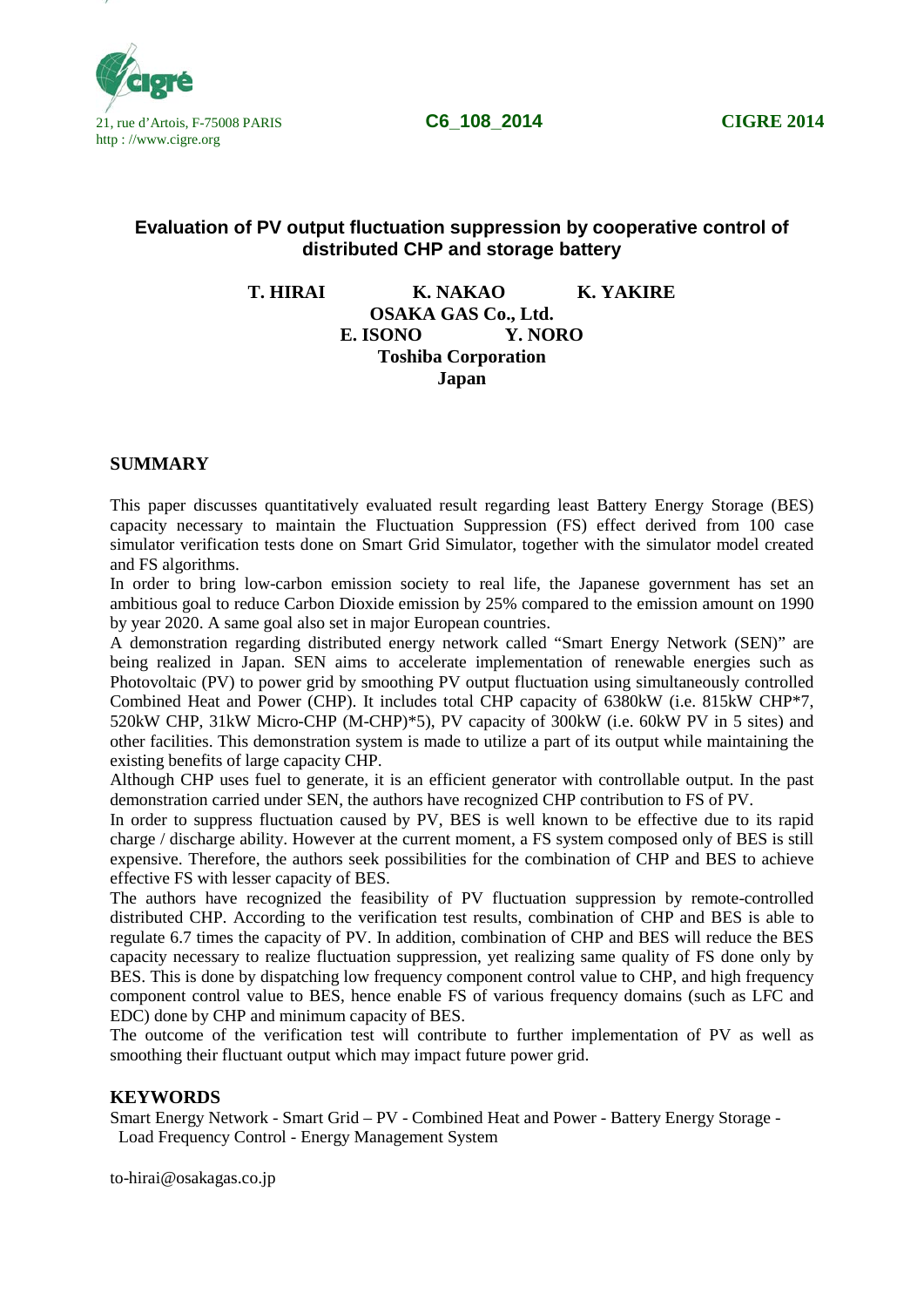21, rue d'Artois, F-75008 PARIS
http : //www.cigre.org

**C6_108_2014** **CIGRE 2014**

# Evaluation of PV output fluctuation suppression by cooperative control of distributed CHP and storage battery

**T. HIRAI** **K. NAKAO** **K. YAKIRE**
**OSAKA GAS Co., Ltd.**
**E. ISONO** **Y. NORO**
**Toshiba Corporation**
**Japan**

## SUMMARY

This paper discusses quantitatively evaluated result regarding least Battery Energy Storage (BES) capacity necessary to maintain the Fluctuation Suppression (FS) effect derived from 100 case simulator verification tests done on Smart Grid Simulator, together with the simulator model created and FS algorithms.

In order to bring low-carbon emission society to real life, the Japanese government has set an ambitious goal to reduce Carbon Dioxide emission by 25% compared to the emission amount on 1990 by year 2020. A same goal also set in major European countries.

A demonstration regarding distributed energy network called "Smart Energy Network (SEN)" are being realized in Japan. SEN aims to accelerate implementation of renewable energies such as Photovoltaic (PV) to power grid by smoothing PV output fluctuation using simultaneously controlled Combined Heat and Power (CHP). It includes total CHP capacity of 6380kW (i.e. 815kW CHP*7, 520kW CHP, 31kW Micro-CHP (M-CHP)*5), PV capacity of 300kW (i.e. 60kW PV in 5 sites) and other facilities. This demonstration system is made to utilize a part of its output while maintaining the existing benefits of large capacity CHP.

Although CHP uses fuel to generate, it is an efficient generator with controllable output. In the past demonstration carried under SEN, the authors have recognized CHP contribution to FS of PV.

In order to suppress fluctuation caused by PV, BES is well known to be effective due to its rapid charge / discharge ability. However at the current moment, a FS system composed only of BES is still expensive. Therefore, the authors seek possibilities for the combination of CHP and BES to achieve effective FS with lesser capacity of BES.

The authors have recognized the feasibility of PV fluctuation suppression by remote-controlled distributed CHP. According to the verification test results, combination of CHP and BES is able to regulate 6.7 times the capacity of PV. In addition, combination of CHP and BES will reduce the BES capacity necessary to realize fluctuation suppression, yet realizing same quality of FS done only by BES. This is done by dispatching low frequency component control value to CHP, and high frequency component control value to BES, hence enable FS of various frequency domains (such as LFC and EDC) done by CHP and minimum capacity of BES.

The outcome of the verification test will contribute to further implementation of PV as well as smoothing their fluctuant output which may impact future power grid.

## KEYWORDS

Smart Energy Network - Smart Grid – PV - Combined Heat and Power - Battery Energy Storage - Load Frequency Control - Energy Management System

to-hirai@osakagas.co.jp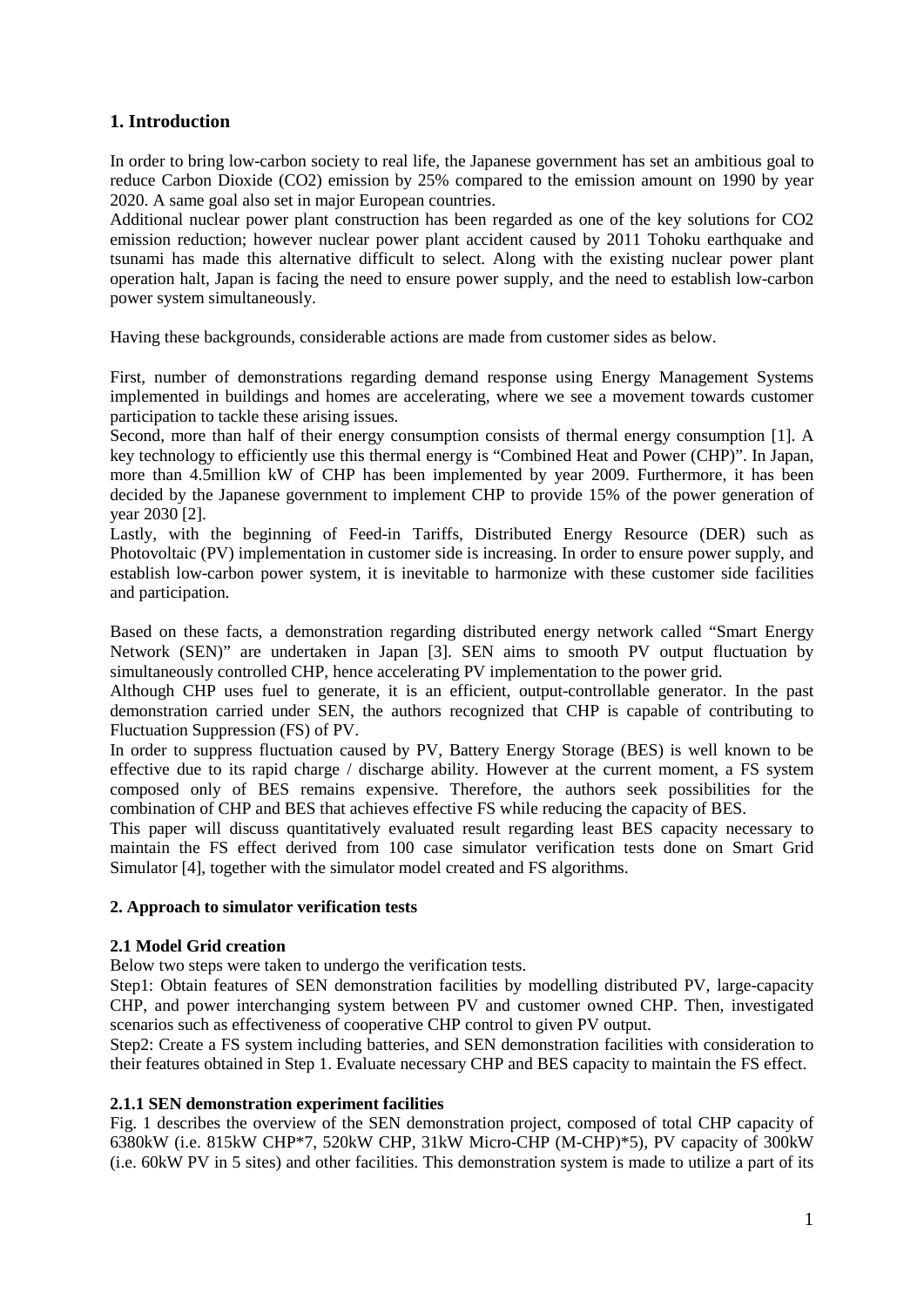## 1. Introduction

In order to bring low-carbon society to real life, the Japanese government has set an ambitious goal to reduce Carbon Dioxide ($CO_2$) emission by 25% compared to the emission amount on 1990 by year 2020. A same goal also set in major European countries.

Additional nuclear power plant construction has been regarded as one of the key solutions for $CO_2$ emission reduction; however nuclear power plant accident caused by 2011 Tohoku earthquake and tsunami has made this alternative difficult to select. Along with the existing nuclear power plant operation halt, Japan is facing the need to ensure power supply, and the need to establish low-carbon power system simultaneously.

Having these backgrounds, considerable actions are made from customer sides as below.

First, number of demonstrations regarding demand response using Energy Management Systems implemented in buildings and homes are accelerating, where we see a movement towards customer participation to tackle these arising issues.

Second, more than half of their energy consumption consists of thermal energy consumption [1]. A key technology to efficiently use this thermal energy is "Combined Heat and Power (CHP)". In Japan, more than 4.5million kW of CHP has been implemented by year 2009. Furthermore, it has been decided by the Japanese government to implement CHP to provide 15% of the power generation of year 2030 [2].

Lastly, with the beginning of Feed-in Tariffs, Distributed Energy Resource (DER) such as Photovoltaic (PV) implementation in customer side is increasing. In order to ensure power supply, and establish low-carbon power system, it is inevitable to harmonize with these customer side facilities and participation.

Based on these facts, a demonstration regarding distributed energy network called "Smart Energy Network (SEN)" are undertaken in Japan [3]. SEN aims to smooth PV output fluctuation by simultaneously controlled CHP, hence accelerating PV implementation to the power grid.

Although CHP uses fuel to generate, it is an efficient, output-controllable generator. In the past demonstration carried under SEN, the authors recognized that CHP is capable of contributing to Fluctuation Suppression (FS) of PV.

In order to suppress fluctuation caused by PV, Battery Energy Storage (BES) is well known to be effective due to its rapid charge / discharge ability. However at the current moment, a FS system composed only of BES remains expensive. Therefore, the authors seek possibilities for the combination of CHP and BES that achieves effective FS while reducing the capacity of BES.

This paper will discuss quantitatively evaluated result regarding least BES capacity necessary to maintain the FS effect derived from 100 case simulator verification tests done on Smart Grid Simulator [4], together with the simulator model created and FS algorithms.

### 2. Approach to simulator verification tests

#### 2.1 Model Grid creation

Below two steps were taken to undergo the verification tests.

Step1: Obtain features of SEN demonstration facilities by modelling distributed PV, large-capacity CHP, and power interchanging system between PV and customer owned CHP. Then, investigated scenarios such as effectiveness of cooperative CHP control to given PV output.

Step2: Create a FS system including batteries, and SEN demonstration facilities with consideration to their features obtained in Step 1. Evaluate necessary CHP and BES capacity to maintain the FS effect.

#### 2.1.1 SEN demonstration experiment facilities

Fig. 1 describes the overview of the SEN demonstration project, composed of total CHP capacity of 6380kW (i.e. 815kW CHP*7, 520kW CHP, 31kW Micro-CHP (M-CHP)*5), PV capacity of 300kW (i.e. 60kW PV in 5 sites) and other facilities. This demonstration system is made to utilize a part of its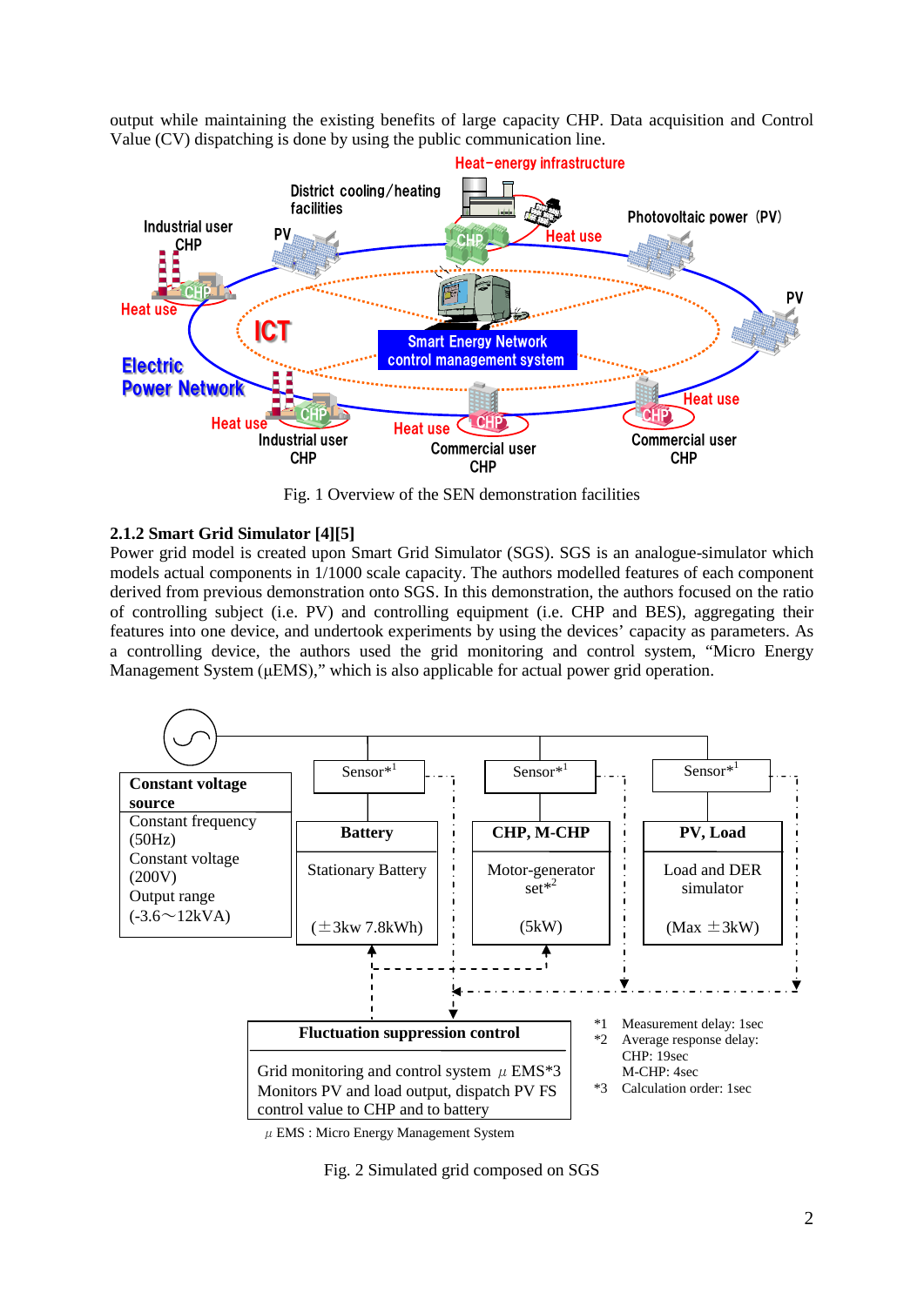output while maintaining the existing benefits of large capacity CHP. Data acquisition and Control Value (CV) dispatching is done by using the public communication line.

Fig. 1 Overview of the SEN demonstration facilities

### 2.1.2 Smart Grid Simulator [4][5]

Power grid model is created upon Smart Grid Simulator (SGS). SGS is an analogue-simulator which models actual components in 1/1000 scale capacity. The authors modelled features of each component derived from previous demonstration onto SGS. In this demonstration, the authors focused on the ratio of controlling subject (i.e. PV) and controlling equipment (i.e. CHP and BES), aggregating their features into one device, and undertook experiments by using the devices' capacity as parameters. As a controlling device, the authors used the grid monitoring and control system, "Micro Energy Management System (μEMS)," which is also applicable for actual power grid operation.

Fig. 2 Simulated grid composed on SGS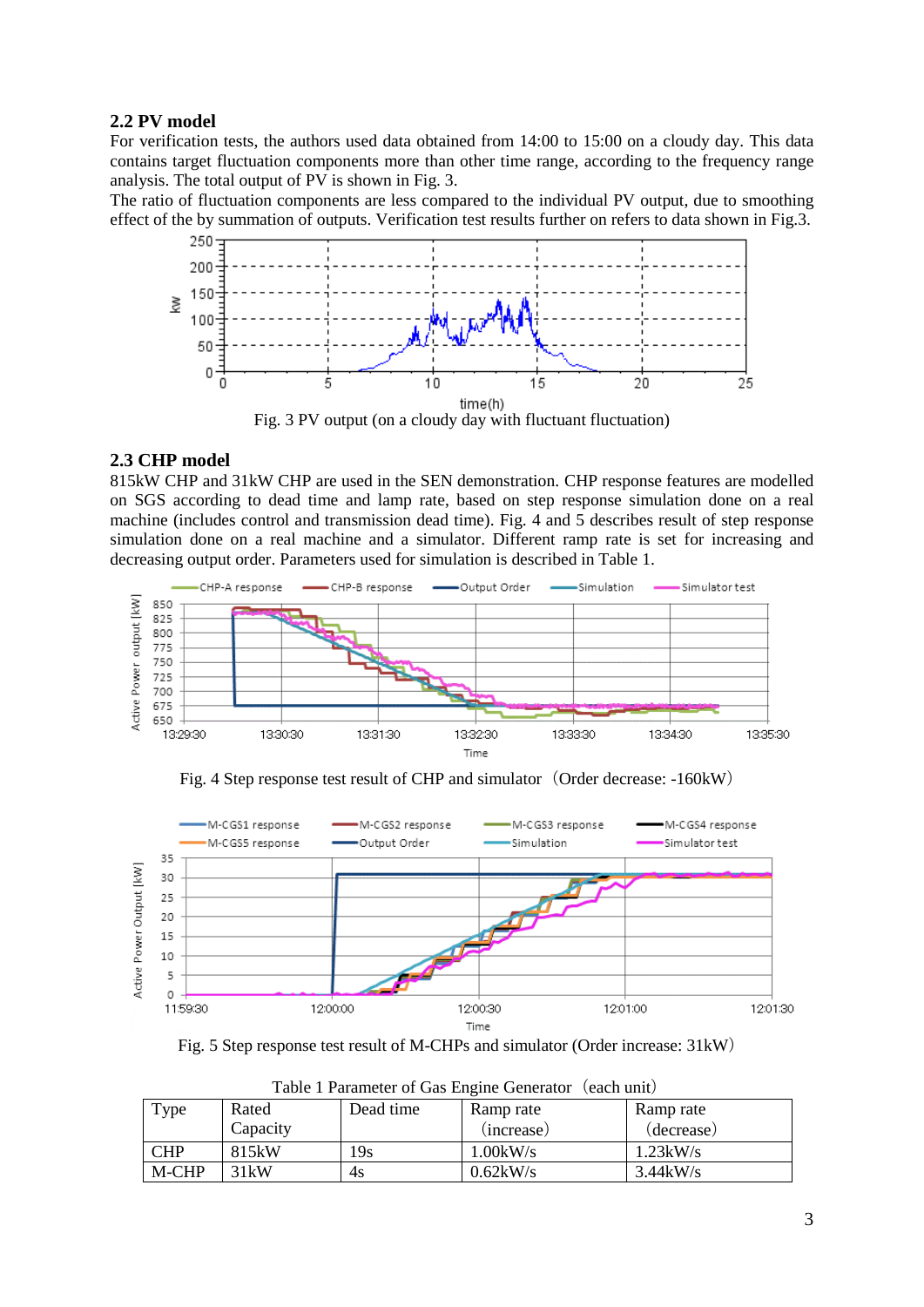### 2.2 PV model

For verification tests, the authors used data obtained from 14:00 to 15:00 on a cloudy day. This data contains target fluctuation components more than other time range, according to the frequency range analysis. The total output of PV is shown in Fig. 3.

The ratio of fluctuation components are less compared to the individual PV output, due to smoothing effect of the by summation of outputs. Verification test results further on refers to data shown in Fig.3.

Fig. 3 PV output (on a cloudy day with fluctuant fluctuation)

### 2.3 CHP model

815kW CHP and 31kW CHP are used in the SEN demonstration. CHP response features are modelled on SGS according to dead time and lamp rate, based on step response simulation done on a real machine (includes control and transmission dead time). Fig. 4 and 5 describes result of step response simulation done on a real machine and a simulator. Different ramp rate is set for increasing and decreasing output order. Parameters used for simulation is described in Table 1.

Fig. 4 Step response test result of CHP and simulator（Order decrease: -160kW）

Fig. 5 Step response test result of M-CHPs and simulator (Order increase: 31kW）

Table 1 Parameter of Gas Engine Generator（each unit）

| Type | Rated Capacity | Dead time | Ramp rate (increase) | Ramp rate (decrease) |
|---|---|---|---|---|
| CHP | 815kW | 19s | 1.00kW/s | 1.23kW/s |
| M-CHP | 31kW | 4s | 0.62kW/s | 3.44kW/s |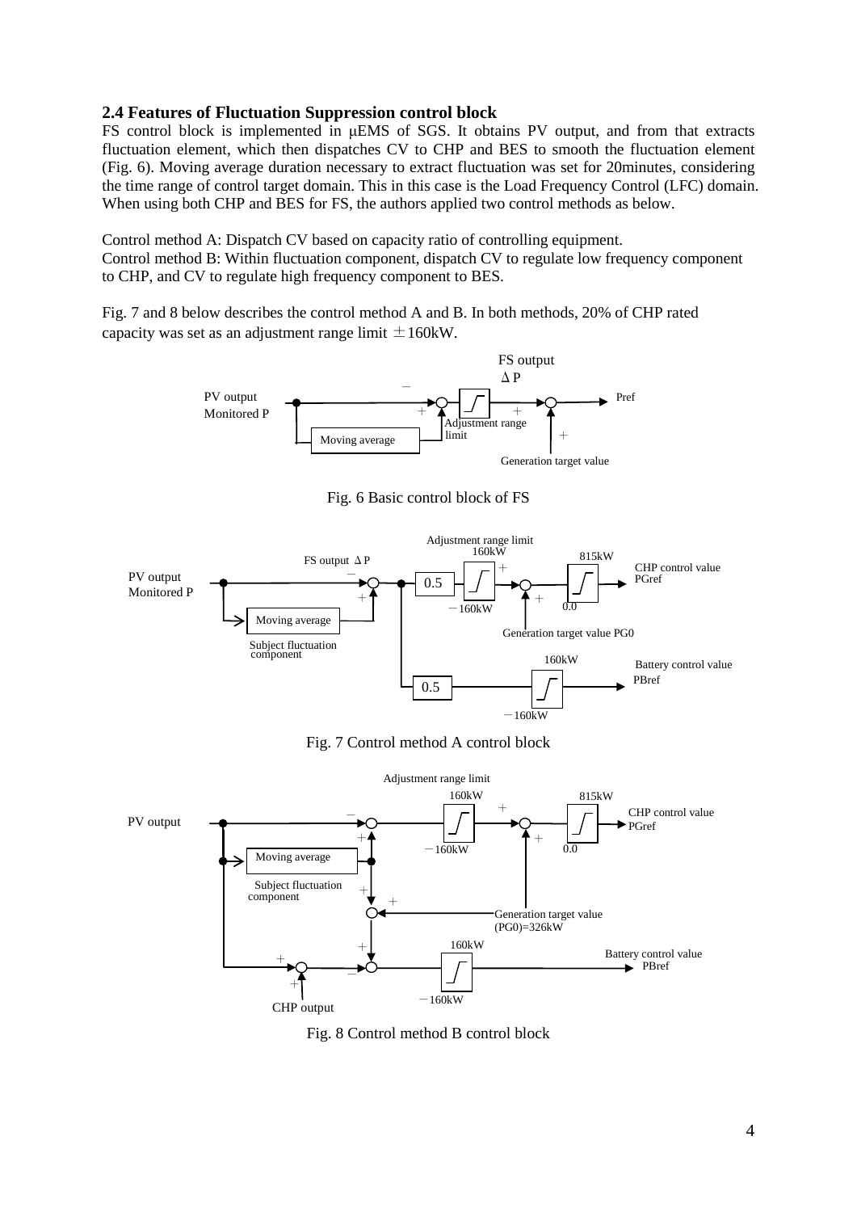### 2.4 Features of Fluctuation Suppression control block

FS control block is implemented in μEMS of SGS. It obtains PV output, and from that extracts fluctuation element, which then dispatches CV to CHP and BES to smooth the fluctuation element (Fig. 6). Moving average duration necessary to extract fluctuation was set for 20minutes, considering the time range of control target domain. This in this case is the Load Frequency Control (LFC) domain. When using both CHP and BES for FS, the authors applied two control methods as below.

Control method A: Dispatch CV based on capacity ratio of controlling equipment.
Control method B: Within fluctuation component, dispatch CV to regulate low frequency component to CHP, and CV to regulate high frequency component to BES.

Fig. 7 and 8 below describes the control method A and B. In both methods, 20% of CHP rated capacity was set as an adjustment range limit ±160kW.

Fig. 6 Basic control block of FS

Fig. 7 Control method A control block

Fig. 8 Control method B control block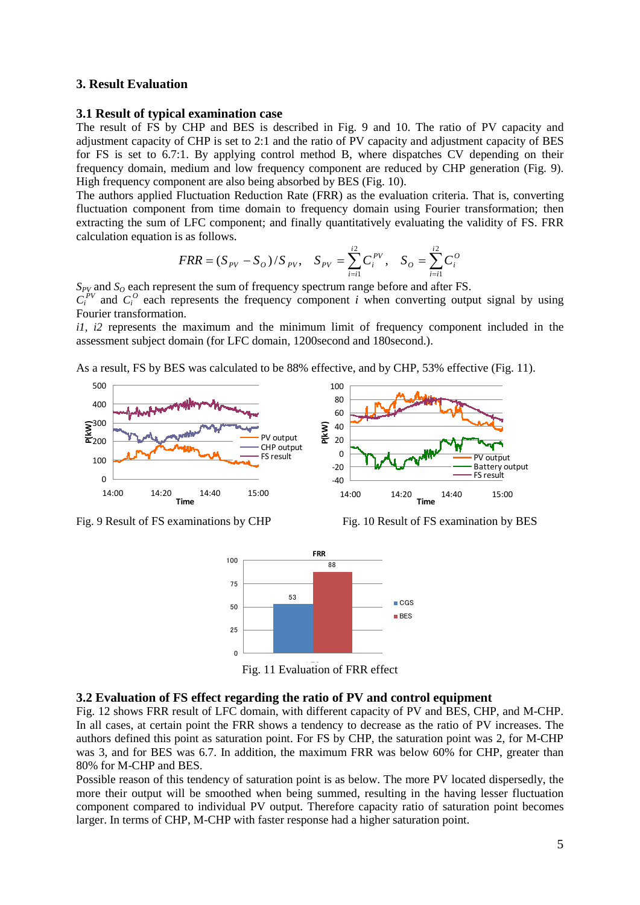## 3. Result Evaluation

### 3.1 Result of typical examination case

The result of FS by CHP and BES is described in Fig. 9 and 10. The ratio of PV capacity and adjustment capacity of CHP is set to 2:1 and the ratio of PV capacity and adjustment capacity of BES for FS is set to 6.7:1. By applying control method B, where dispatches CV depending on their frequency domain, medium and low frequency component are reduced by CHP generation (Fig. 9). High frequency component are also being absorbed by BES (Fig. 10).

The authors applied Fluctuation Reduction Rate (FRR) as the evaluation criteria. That is, converting fluctuation component from time domain to frequency domain using Fourier transformation; then extracting the sum of LFC component; and finally quantitatively evaluating the validity of FS. FRR calculation equation is as follows.

$$FRR = (S_{PV} - S_O)/S_{PV}, \quad S_{PV} = \sum_{i=i1}^{i2} C_i^{PV}, \quad S_O = \sum_{i=i1}^{i2} C_i^{O}$$

$S_{PV}$ and $S_O$ each represent the sum of frequency spectrum range before and after FS.

$C_i^{PV}$ and $C_i^{O}$ each represents the frequency component $i$ when converting output signal by using Fourier transformation.

$i1$, $i2$ represents the maximum and the minimum limit of frequency component included in the assessment subject domain (for LFC domain, 1200second and 180second.).

As a result, FS by BES was calculated to be 88% effective, and by CHP, 53% effective (Fig. 11).

Fig. 9 Result of FS examinations by CHP

Fig. 10 Result of FS examination by BES

Fig. 11 Evaluation of FRR effect

### 3.2 Evaluation of FS effect regarding the ratio of PV and control equipment

Fig. 12 shows FRR result of LFC domain, with different capacity of PV and BES, CHP, and M-CHP. In all cases, at certain point the FRR shows a tendency to decrease as the ratio of PV increases. The authors defined this point as saturation point. For FS by CHP, the saturation point was 2, for M-CHP was 3, and for BES was 6.7. In addition, the maximum FRR was below 60% for CHP, greater than 80% for M-CHP and BES.

Possible reason of this tendency of saturation point is as below. The more PV located dispersedly, the more their output will be smoothed when being summed, resulting in the having lesser fluctuation component compared to individual PV output. Therefore capacity ratio of saturation point becomes larger. In terms of CHP, M-CHP with faster response had a higher saturation point.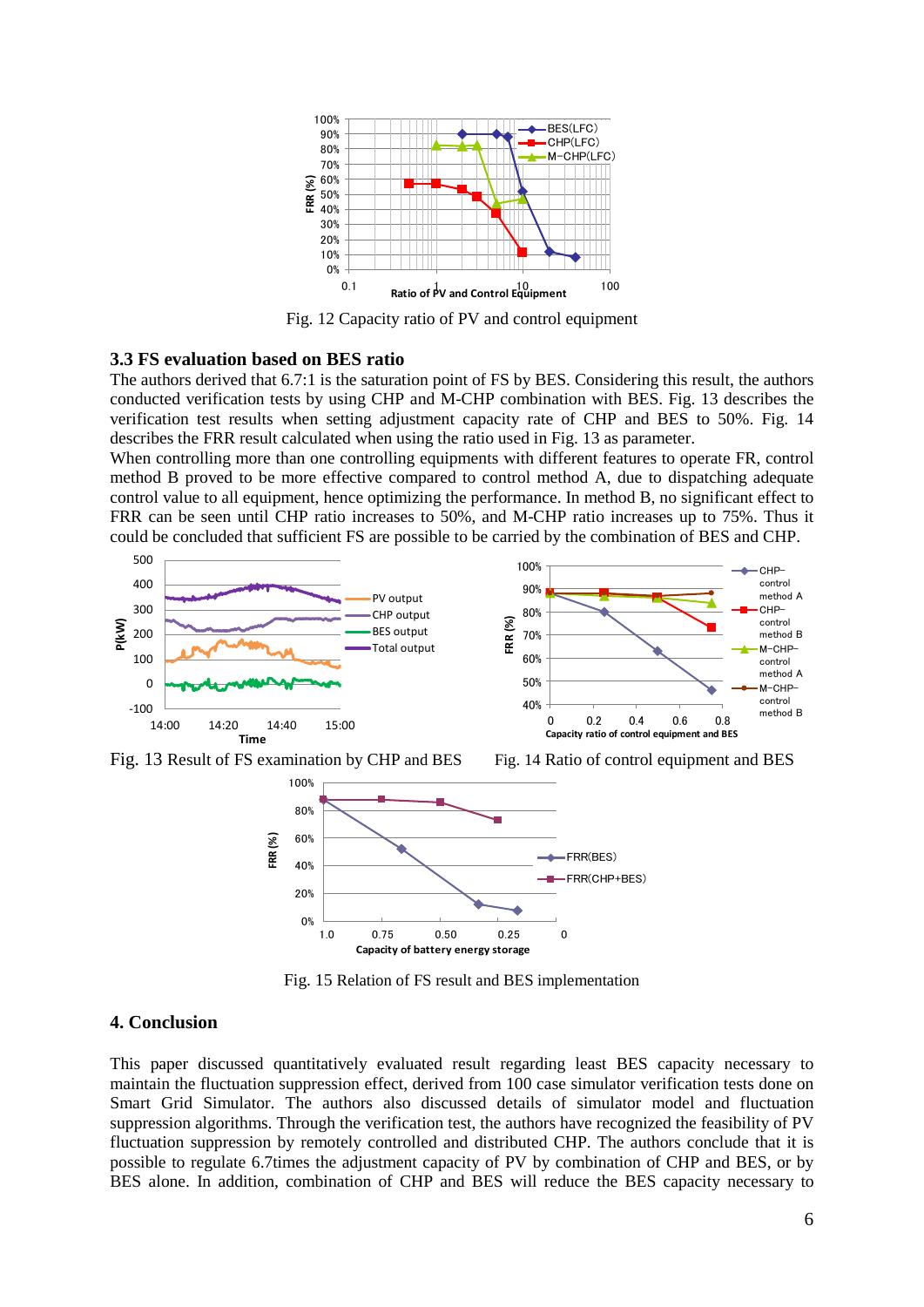Fig. 12 Capacity ratio of PV and control equipment

### 3.3 FS evaluation based on BES ratio

The authors derived that 6.7:1 is the saturation point of FS by BES. Considering this result, the authors conducted verification tests by using CHP and M-CHP combination with BES. Fig. 13 describes the verification test results when setting adjustment capacity rate of CHP and BES to 50%. Fig. 14 describes the FRR result calculated when using the ratio used in Fig. 13 as parameter.

When controlling more than one controlling equipments with different features to operate FR, control method B proved to be more effective compared to control method A, due to dispatching adequate control value to all equipment, hence optimizing the performance. In method B, no significant effect to FRR can be seen until CHP ratio increases to 50%, and M-CHP ratio increases up to 75%. Thus it could be concluded that sufficient FS are possible to be carried by the combination of BES and CHP.

Fig. 13 Result of FS examination by CHP and BES

Fig. 14 Ratio of control equipment and BES

Fig. 15 Relation of FS result and BES implementation

## 4. Conclusion

This paper discussed quantitatively evaluated result regarding least BES capacity necessary to maintain the fluctuation suppression effect, derived from 100 case simulator verification tests done on Smart Grid Simulator. The authors also discussed details of simulator model and fluctuation suppression algorithms. Through the verification test, the authors have recognized the feasibility of PV fluctuation suppression by remotely controlled and distributed CHP. The authors conclude that it is possible to regulate 6.7times the adjustment capacity of PV by combination of CHP and BES, or by BES alone. In addition, combination of CHP and BES will reduce the BES capacity necessary to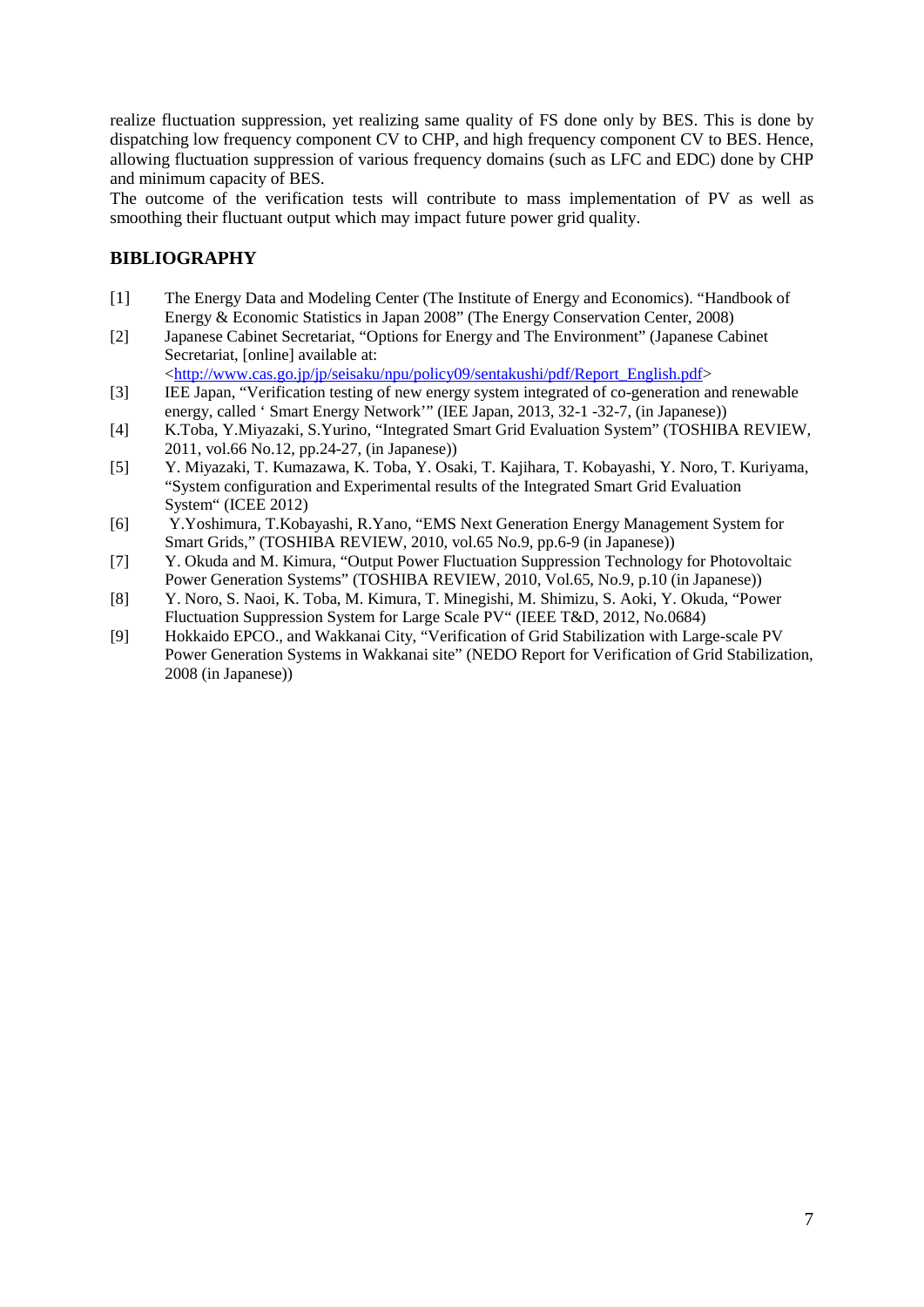realize fluctuation suppression, yet realizing same quality of FS done only by BES. This is done by dispatching low frequency component CV to CHP, and high frequency component CV to BES. Hence, allowing fluctuation suppression of various frequency domains (such as LFC and EDC) done by CHP and minimum capacity of BES.

The outcome of the verification tests will contribute to mass implementation of PV as well as smoothing their fluctuant output which may impact future power grid quality.

## BIBLIOGRAPHY

[1] The Energy Data and Modeling Center (The Institute of Energy and Economics). "Handbook of Energy & Economic Statistics in Japan 2008" (The Energy Conservation Center, 2008)

[2] Japanese Cabinet Secretariat, "Options for Energy and The Environment" (Japanese Cabinet Secretariat, [online] available at: <http://www.cas.go.jp/jp/seisaku/npu/policy09/sentakushi/pdf/Report_English.pdf>

[3] IEE Japan, "Verification testing of new energy system integrated of co-generation and renewable energy, called ' Smart Energy Network'" (IEE Japan, 2013, 32-1 -32-7, (in Japanese))

[4] K.Toba, Y.Miyazaki, S.Yurino, "Integrated Smart Grid Evaluation System" (TOSHIBA REVIEW, 2011, vol.66 No.12, pp.24-27, (in Japanese))

[5] Y. Miyazaki, T. Kumazawa, K. Toba, Y. Osaki, T. Kajihara, T. Kobayashi, Y. Noro, T. Kuriyama, "System configuration and Experimental results of the Integrated Smart Grid Evaluation System" (ICEE 2012)

[6] Y.Yoshimura, T.Kobayashi, R.Yano, "EMS Next Generation Energy Management System for Smart Grids," (TOSHIBA REVIEW, 2010, vol.65 No.9, pp.6-9 (in Japanese))

[7] Y. Okuda and M. Kimura, "Output Power Fluctuation Suppression Technology for Photovoltaic Power Generation Systems" (TOSHIBA REVIEW, 2010, Vol.65, No.9, p.10 (in Japanese))

[8] Y. Noro, S. Naoi, K. Toba, M. Kimura, T. Minegishi, M. Shimizu, S. Aoki, Y. Okuda, "Power Fluctuation Suppression System for Large Scale PV" (IEEE T&D, 2012, No.0684)

[9] Hokkaido EPCO., and Wakkanai City, "Verification of Grid Stabilization with Large-scale PV Power Generation Systems in Wakkanai site" (NEDO Report for Verification of Grid Stabilization, 2008 (in Japanese))